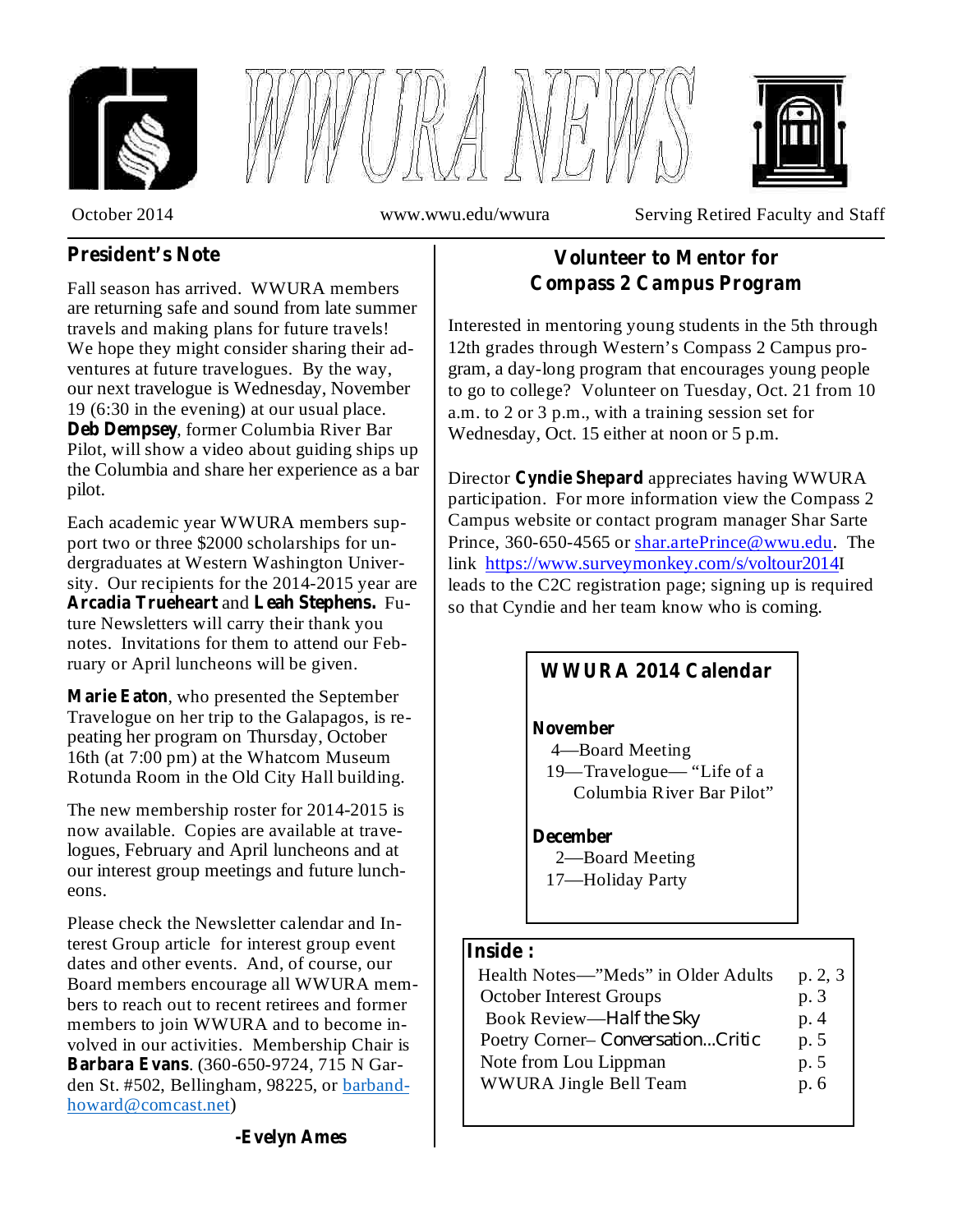# WWURA NEWS

October 2014 www.wwu.edu/wwura Serving Retired Faculty and Staff

## President's Note

Fall season has arrived. WWURA members are returning safe and sound from late summer travels and making plans for future travels! We hope they might consider sharing their adventures at future travelogues. By the way, our next travelogue is Wednesday, November 19 (6:30 in the evening) at our usual place. **Deb Dempsey**, former Columbia River Bar Pilot, will show a video about guiding ships up the Columbia and share her experience as a bar pilot.

Each academic year WWURA members support two or three $2000 scholarships for undergraduates at Western Washington University. Our recipients for the 2014-2015 year are **Arcadia Trueheart** and **Leah Stephens.** Future Newsletters will carry their thank you notes. Invitations for them to attend our February or April luncheons will be given.

**Marie Eaton**, who presented the September Travelogue on her trip to the Galapagos, is repeating her program on Thursday, October 16th (at 7:00 pm) at the Whatcom Museum Rotunda Room in the Old City Hall building.

The new membership roster for 2014-2015 is now available. Copies are available at travelogues, February and April luncheons and at our interest group meetings and future luncheons.

Please check the Newsletter calendar and Interest Group article for interest group event dates and other events. And, of course, our Board members encourage all WWURA members to reach out to recent retirees and former members to join WWURA and to become involved in our activities. Membership Chair is **Barbara Evans**. (360-650-9724, 715 N Garden St. #502, Bellingham, 98225, or barband-howard@comcast.net)

**-Evelyn Ames**

## Volunteer to Mentor for Compass 2 Campus Program

Interested in mentoring young students in the 5th through 12th grades through Western's Compass 2 Campus program, a day-long program that encourages young people to go to college? Volunteer on Tuesday, Oct. 21 from 10 a.m. to 2 or 3 p.m., with a training session set for Wednesday, Oct. 15 either at noon or 5 p.m.

Director **Cyndie Shepard** appreciates having WWURA participation. For more information view the Compass 2 Campus website or contact program manager Shar Sarte Prince, 360-650-4565 or shar.artePrince@wwu.edu. The link https://www.surveymonkey.com/s/voltour2014I leads to the C2C registration page; signing up is required so that Cyndie and her team know who is coming.

### WWURA 2014 Calendar

**November**
- 4—Board Meeting
- 19—Travelogue— "Life of a Columbia River Bar Pilot"

**December**
- 2—Board Meeting
- 17—Holiday Party

### Inside :

| | |
|---|---|
| Health Notes—"Meds" in Older Adults | p. 2, 3 |
| October Interest Groups | p. 3 |
| Book Review—Half the Sky | p. 4 |
| Poetry Corner– Conversation...Critic | p. 5 |
| Note from Lou Lippman | p. 5 |
| WWURA Jingle Bell Team | p. 6 |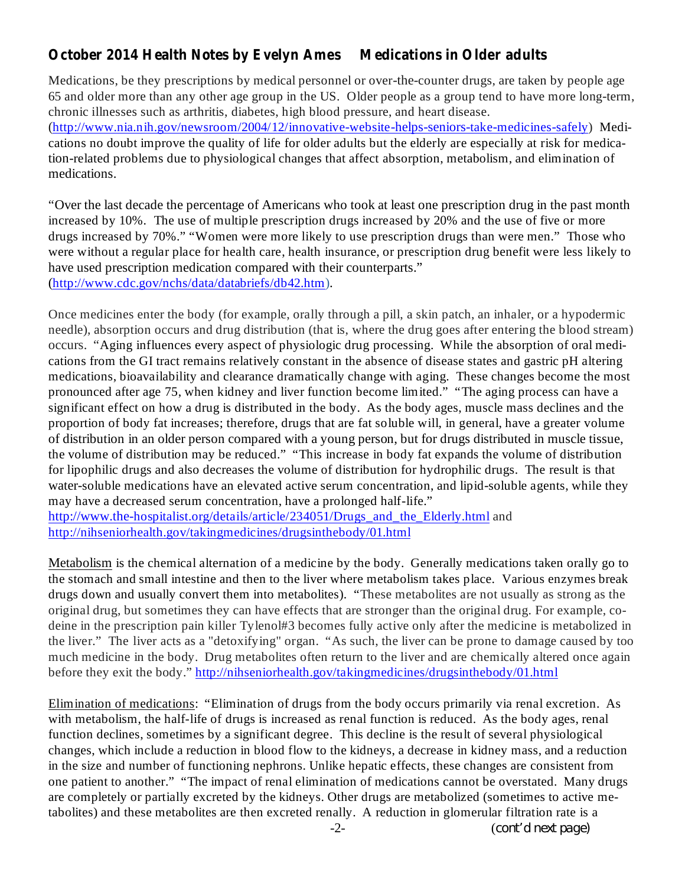## October 2014 Health Notes by Evelyn Ames Medications in Older adults

Medications, be they prescriptions by medical personnel or over-the-counter drugs, are taken by people age 65 and older more than any other age group in the US. Older people as a group tend to have more long-term, chronic illnesses such as arthritis, diabetes, high blood pressure, and heart disease. (http://www.nia.nih.gov/newsroom/2004/12/innovative-website-helps-seniors-take-medicines-safely) Medications no doubt improve the quality of life for older adults but the elderly are especially at risk for medication-related problems due to physiological changes that affect absorption, metabolism, and elimination of medications.

"Over the last decade the percentage of Americans who took at least one prescription drug in the past month increased by 10%. The use of multiple prescription drugs increased by 20% and the use of five or more drugs increased by 70%." "Women were more likely to use prescription drugs than were men." Those who were without a regular place for health care, health insurance, or prescription drug benefit were less likely to have used prescription medication compared with their counterparts." (http://www.cdc.gov/nchs/data/databriefs/db42.htm).

Once medicines enter the body (for example, orally through a pill, a skin patch, an inhaler, or a hypodermic needle), absorption occurs and drug distribution (that is, where the drug goes after entering the blood stream) occurs. "Aging influences every aspect of physiologic drug processing. While the absorption of oral medications from the GI tract remains relatively constant in the absence of disease states and gastric pH altering medications, bioavailability and clearance dramatically change with aging. These changes become the most pronounced after age 75, when kidney and liver function become limited." "The aging process can have a significant effect on how a drug is distributed in the body. As the body ages, muscle mass declines and the proportion of body fat increases; therefore, drugs that are fat soluble will, in general, have a greater volume of distribution in an older person compared with a young person, but for drugs distributed in muscle tissue, the volume of distribution may be reduced." "This increase in body fat expands the volume of distribution for lipophilic drugs and also decreases the volume of distribution for hydrophilic drugs. The result is that water-soluble medications have an elevated active serum concentration, and lipid-soluble agents, while they may have a decreased serum concentration, have a prolonged half-life." http://www.the-hospitalist.org/details/article/234051/Drugs_and_the_Elderly.html and http://nihseniorhealth.gov/takingmedicines/drugsinthebody/01.html

Metabolism is the chemical alternation of a medicine by the body. Generally medications taken orally go to the stomach and small intestine and then to the liver where metabolism takes place. Various enzymes break drugs down and usually convert them into metabolites). "These metabolites are not usually as strong as the original drug, but sometimes they can have effects that are stronger than the original drug. For example, codeine in the prescription pain killer Tylenol#3 becomes fully active only after the medicine is metabolized in the liver." The liver acts as a "detoxifying" organ. "As such, the liver can be prone to damage caused by too much medicine in the body. Drug metabolites often return to the liver and are chemically altered once again before they exit the body." http://nihseniorhealth.gov/takingmedicines/drugsinthebody/01.html

Elimination of medications: "Elimination of drugs from the body occurs primarily via renal excretion. As with metabolism, the half-life of drugs is increased as renal function is reduced. As the body ages, renal function declines, sometimes by a significant degree. This decline is the result of several physiological changes, which include a reduction in blood flow to the kidneys, a decrease in kidney mass, and a reduction in the size and number of functioning nephrons. Unlike hepatic effects, these changes are consistent from one patient to another." "The impact of renal elimination of medications cannot be overstated. Many drugs are completely or partially excreted by the kidneys. Other drugs are metabolized (sometimes to active metabolites) and these metabolites are then excreted renally. A reduction in glomerular filtration rate is a

*(cont'd next page)*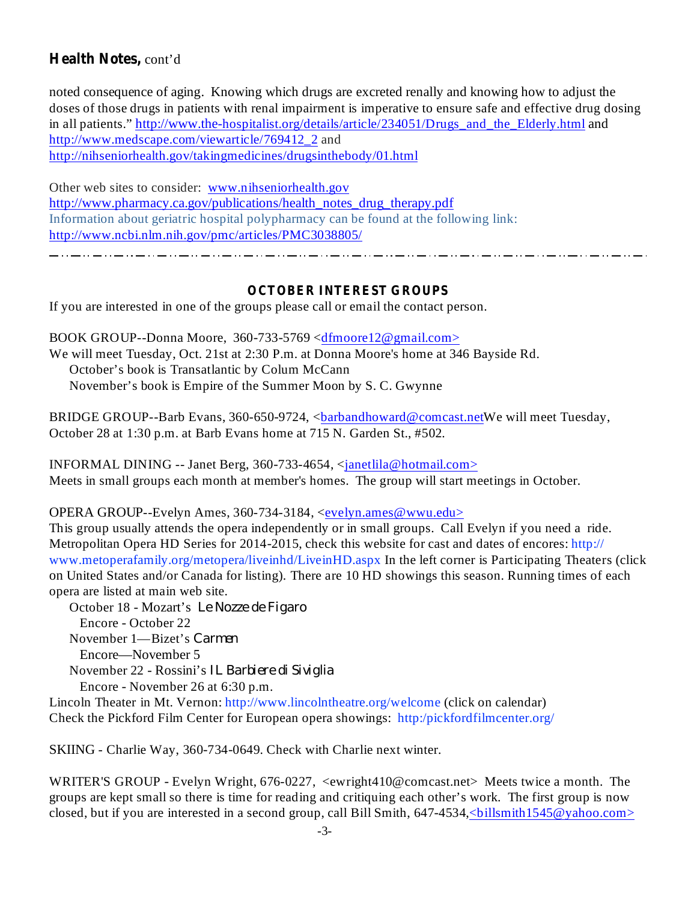**Health Notes,** cont'd

noted consequence of aging. Knowing which drugs are excreted renally and knowing how to adjust the doses of those drugs in patients with renal impairment is imperative to ensure safe and effective drug dosing in all patients." http://www.the-hospitalist.org/details/article/234051/Drugs_and_the_Elderly.html and http://www.medscape.com/viewarticle/769412_2 and http://nihseniorhealth.gov/takingmedicines/drugsinthebody/01.html

Other web sites to consider: www.nihseniorhealth.gov
http://www.pharmacy.ca.gov/publications/health_notes_drug_therapy.pdf
Information about geriatric hospital polypharmacy can be found at the following link:
http://www.ncbi.nlm.nih.gov/pmc/articles/PMC3038805/

---

## OCTOBER INTEREST GROUPS

If you are interested in one of the groups please call or email the contact person.

BOOK GROUP--Donna Moore, 360-733-5769 <dfmoore12@gmail.com>
We will meet Tuesday, Oct. 21st at 2:30 P.m. at Donna Moore's home at 346 Bayside Rd.
October's book is Transatlantic by Colum McCann
November's book is Empire of the Summer Moon by S. C. Gwynne

BRIDGE GROUP--Barb Evans, 360-650-9724, <barbandhoward@comcast.netWe will meet Tuesday, October 28 at 1:30 p.m. at Barb Evans home at 715 N. Garden St., #502.

INFORMAL DINING -- Janet Berg, 360-733-4654, <janetlila@hotmail.com>
Meets in small groups each month at member's homes. The group will start meetings in October.

OPERA GROUP--Evelyn Ames, 360-734-3184, <evelyn.ames@wwu.edu>
This group usually attends the opera independently or in small groups. Call Evelyn if you need a ride. Metropolitan Opera HD Series for 2014-2015, check this website for cast and dates of encores: http://www.metoperafamily.org/metopera/liveinhd/LiveinHD.aspx In the left corner is Participating Theaters (click on United States and/or Canada for listing). There are 10 HD showings this season. Running times of each opera are listed at main web site.

October 18 - Mozart's *Le Nozze de Figaro*
Encore - October 22
November 1—Bizet's *Carmen*
Encore—November 5
November 22 - Rossini's *IL Barbiere di Siviglia*
Encore - November 26 at 6:30 p.m.

Lincoln Theater in Mt. Vernon: http://www.lincolntheatre.org/welcome (click on calendar)
Check the Pickford Film Center for European opera showings: http:/pickfordfilmcenter.org/

SKIING - Charlie Way, 360-734-0649. Check with Charlie next winter.

WRITER'S GROUP - Evelyn Wright, 676-0227, <ewright410@comcast.net> Meets twice a month. The groups are kept small so there is time for reading and critiquing each other's work. The first group is now closed, but if you are interested in a second group, call Bill Smith, 647-4534,<billsmith1545@yahoo.com>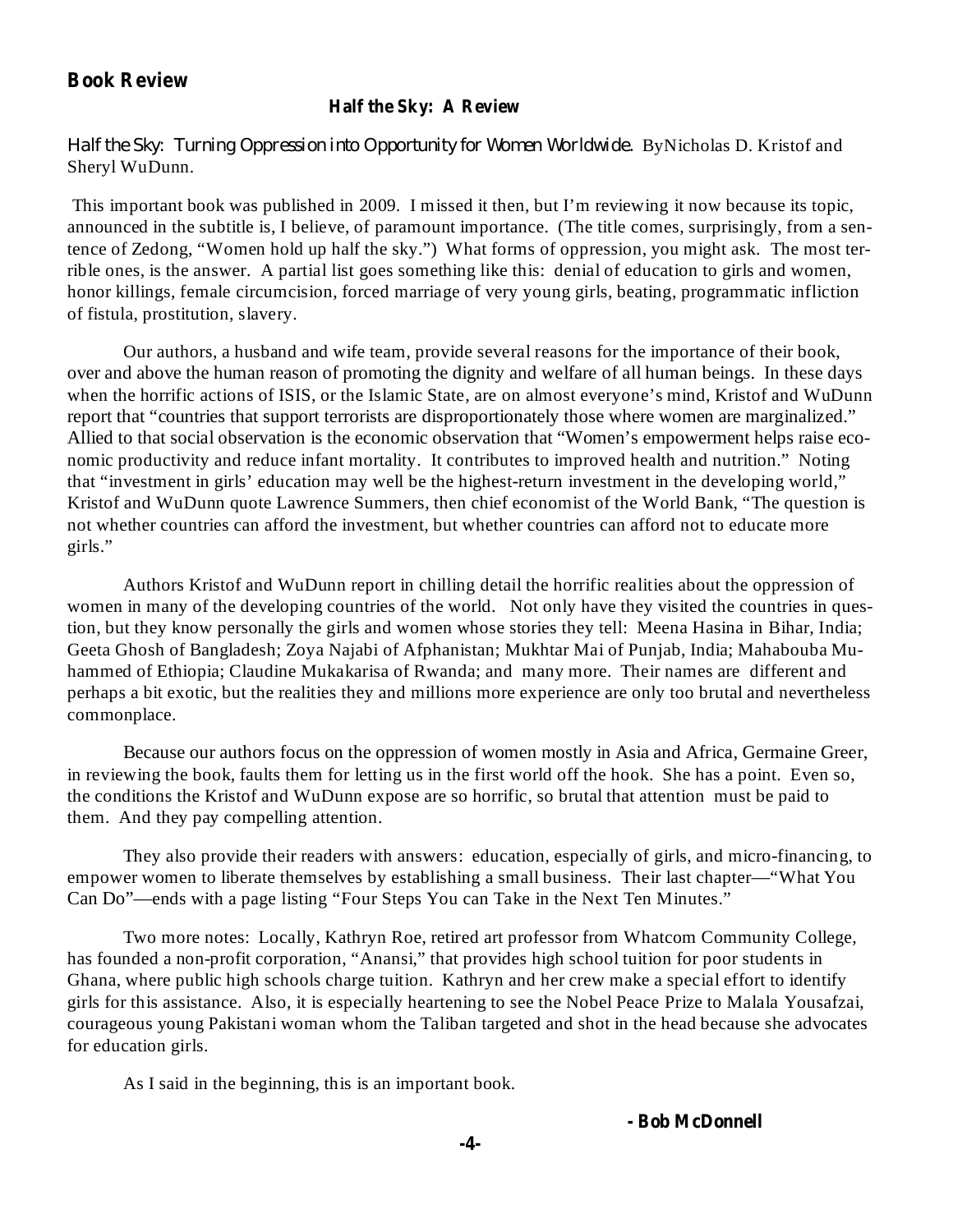## Book Review

### Half the Sky: A Review

*Half the Sky: Turning Oppression into Opportunity for Women Worldwide.* ByNicholas D. Kristof and Sheryl WuDunn.

This important book was published in 2009. I missed it then, but I'm reviewing it now because its topic, announced in the subtitle is, I believe, of paramount importance. (The title comes, surprisingly, from a sentence of Zedong, "Women hold up half the sky.") What forms of oppression, you might ask. The most terrible ones, is the answer. A partial list goes something like this: denial of education to girls and women, honor killings, female circumcision, forced marriage of very young girls, beating, programmatic infliction of fistula, prostitution, slavery.

Our authors, a husband and wife team, provide several reasons for the importance of their book, over and above the human reason of promoting the dignity and welfare of all human beings. In these days when the horrific actions of ISIS, or the Islamic State, are on almost everyone's mind, Kristof and WuDunn report that "countries that support terrorists are disproportionately those where women are marginalized." Allied to that social observation is the economic observation that "Women's empowerment helps raise economic productivity and reduce infant mortality. It contributes to improved health and nutrition." Noting that "investment in girls' education may well be the highest-return investment in the developing world," Kristof and WuDunn quote Lawrence Summers, then chief economist of the World Bank, "The question is not whether countries can afford the investment, but whether countries can afford not to educate more girls."

Authors Kristof and WuDunn report in chilling detail the horrific realities about the oppression of women in many of the developing countries of the world. Not only have they visited the countries in question, but they know personally the girls and women whose stories they tell: Meena Hasina in Bihar, India; Geeta Ghosh of Bangladesh; Zoya Najabi of Afphanistan; Mukhtar Mai of Punjab, India; Mahabouba Muhammed of Ethiopia; Claudine Mukakarisa of Rwanda; and many more. Their names are different and perhaps a bit exotic, but the realities they and millions more experience are only too brutal and nevertheless commonplace.

Because our authors focus on the oppression of women mostly in Asia and Africa, Germaine Greer, in reviewing the book, faults them for letting us in the first world off the hook. She has a point. Even so, the conditions the Kristof and WuDunn expose are so horrific, so brutal that attention must be paid to them. And they pay compelling attention.

They also provide their readers with answers: education, especially of girls, and micro-financing, to empower women to liberate themselves by establishing a small business. Their last chapter—"What You Can Do"—ends with a page listing "Four Steps You can Take in the Next Ten Minutes."

Two more notes: Locally, Kathryn Roe, retired art professor from Whatcom Community College, has founded a non-profit corporation, "Anansi," that provides high school tuition for poor students in Ghana, where public high schools charge tuition. Kathryn and her crew make a special effort to identify girls for this assistance. Also, it is especially heartening to see the Nobel Peace Prize to Malala Yousafzai, courageous young Pakistani woman whom the Taliban targeted and shot in the head because she advocates for education girls.

As I said in the beginning, this is an important book.

**- Bob McDonnell**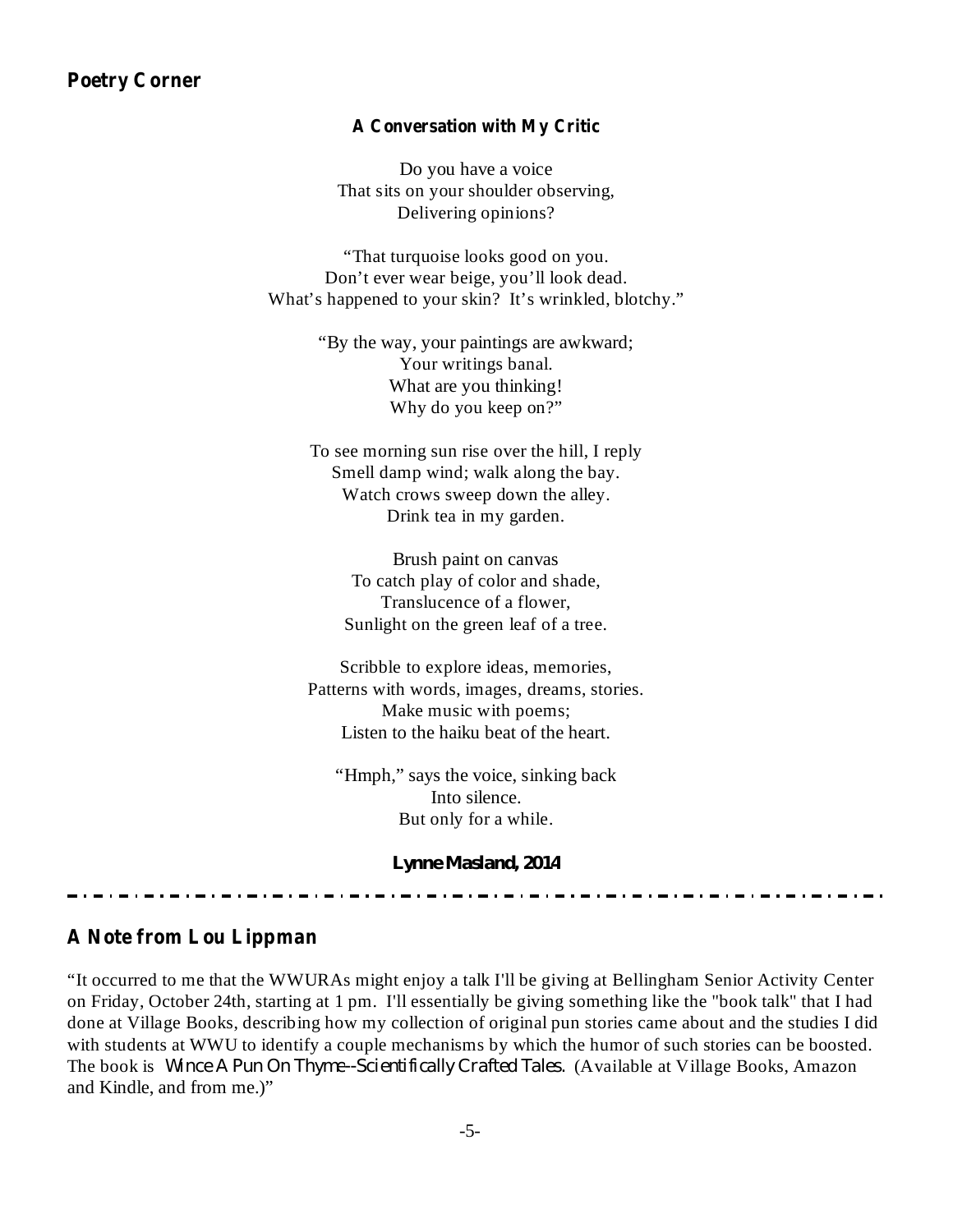## Poetry Corner

### A Conversation with My Critic

Do you have a voice  
That sits on your shoulder observing,  
Delivering opinions?

"That turquoise looks good on you.  
Don't ever wear beige, you'll look dead.  
What's happened to your skin? It's wrinkled, blotchy."

"By the way, your paintings are awkward;  
Your writings banal.  
What are you thinking!  
Why do you keep on?"

To see morning sun rise over the hill, I reply  
Smell damp wind; walk along the bay.  
Watch crows sweep down the alley.  
Drink tea in my garden.

Brush paint on canvas  
To catch play of color and shade,  
Translucence of a flower,  
Sunlight on the green leaf of a tree.

Scribble to explore ideas, memories,  
Patterns with words, images, dreams, stories.  
Make music with poems;  
Listen to the haiku beat of the heart.

"Hmph," says the voice, sinking back  
Into silence.  
But only for a while.

**Lynne Masland, 2014**

---

## A Note from Lou Lippman

"It occurred to me that the WWURAs might enjoy a talk I'll be giving at Bellingham Senior Activity Center on Friday, October 24th, starting at 1 pm. I'll essentially be giving something like the "book talk" that I had done at Village Books, describing how my collection of original pun stories came about and the studies I did with students at WWU to identify a couple mechanisms by which the humor of such stories can be boosted. The book is *Wince A Pun On Thyme--Scientifically Crafted Tales*. (Available at Village Books, Amazon and Kindle, and from me.)"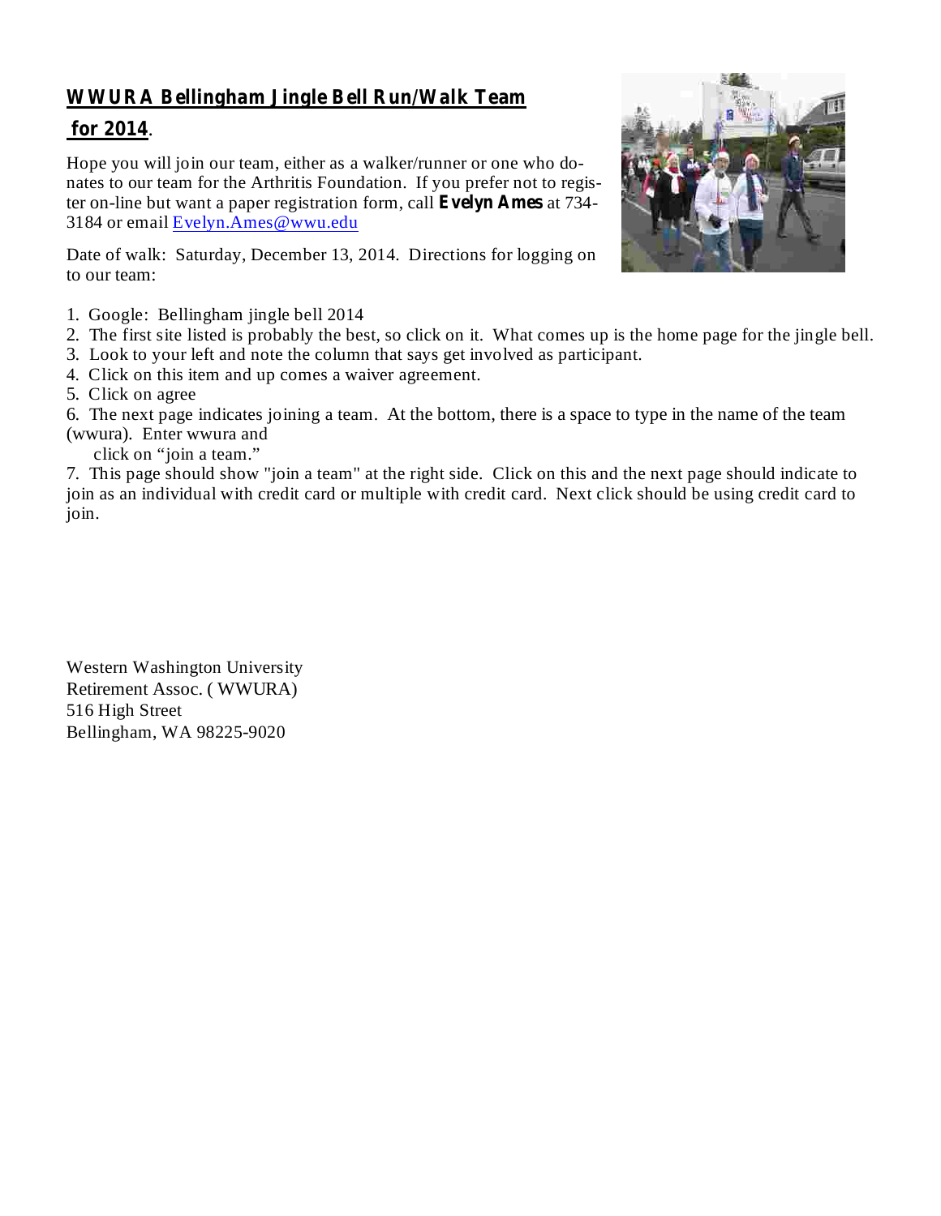## **WWURA Bellingham Jingle Bell Run/Walk Team for 2014**.

Hope you will join our team, either as a walker/runner or one who donates to our team for the Arthritis Foundation. If you prefer not to register on-line but want a paper registration form, call **Evelyn Ames** at 734-3184 or email Evelyn.Ames@wwu.edu

Date of walk: Saturday, December 13, 2014. Directions for logging on to our team:

1. Google: Bellingham jingle bell 2014
2. The first site listed is probably the best, so click on it. What comes up is the home page for the jingle bell.
3. Look to your left and note the column that says get involved as participant.
4. Click on this item and up comes a waiver agreement.
5. Click on agree
6. The next page indicates joining a team. At the bottom, there is a space to type in the name of the team (wwura). Enter wwura and click on "join a team."
7. This page should show "join a team" at the right side. Click on this and the next page should indicate to join as an individual with credit card or multiple with credit card. Next click should be using credit card to join.

Western Washington University
Retirement Assoc. ( WWURA)
516 High Street
Bellingham, WA 98225-9020